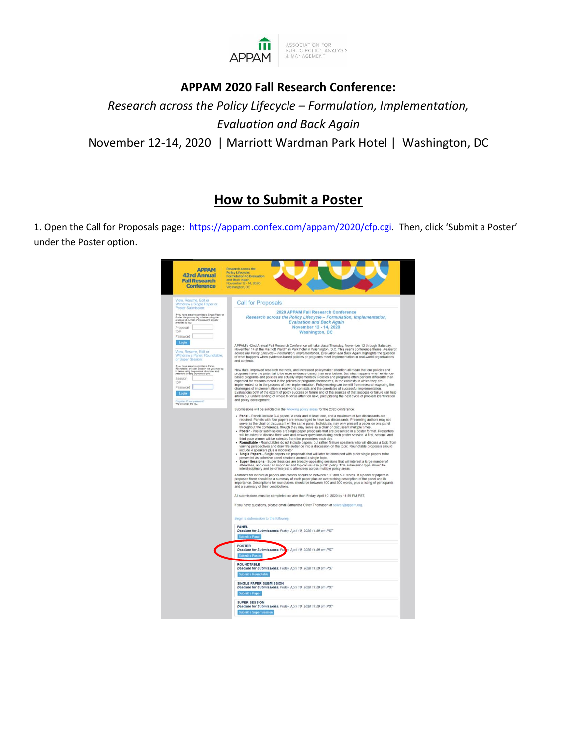APPAM | ASSOCIATION FOR PUBLIC POLICY ANALYSIS & MANAGEMENT

**APPAM 2020 Fall Research Conference:**

*Research across the Policy Lifecycle – Formulation, Implementation, Evaluation and Back Again*

November 12-14, 2020 | Marriott Wardman Park Hotel | Washington, DC

## How to Submit a Poster

1. Open the Call for Proposals page: https://appam.confex.com/appam/2020/cfp.cgi. Then, click 'Submit a Poster' under the Poster option.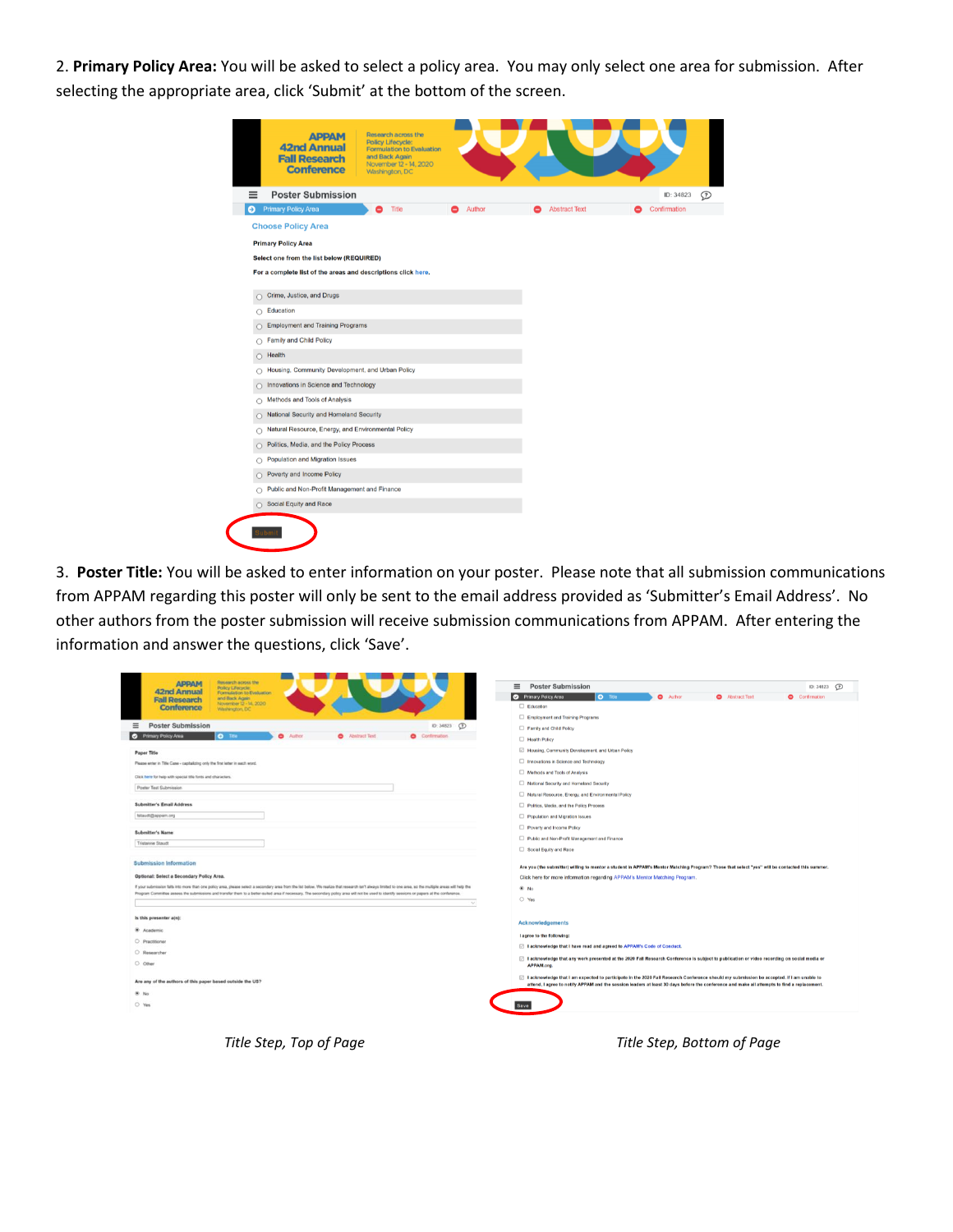2. **Primary Policy Area:** You will be asked to select a policy area. You may only select one area for submission. After selecting the appropriate area, click 'Submit' at the bottom of the screen.

3. **Poster Title:** You will be asked to enter information on your poster. Please note that all submission communications from APPAM regarding this poster will only be sent to the email address provided as 'Submitter's Email Address'. No other authors from the poster submission will receive submission communications from APPAM. After entering the information and answer the questions, click 'Save'.

*Title Step, Top of Page*

*Title Step, Bottom of Page*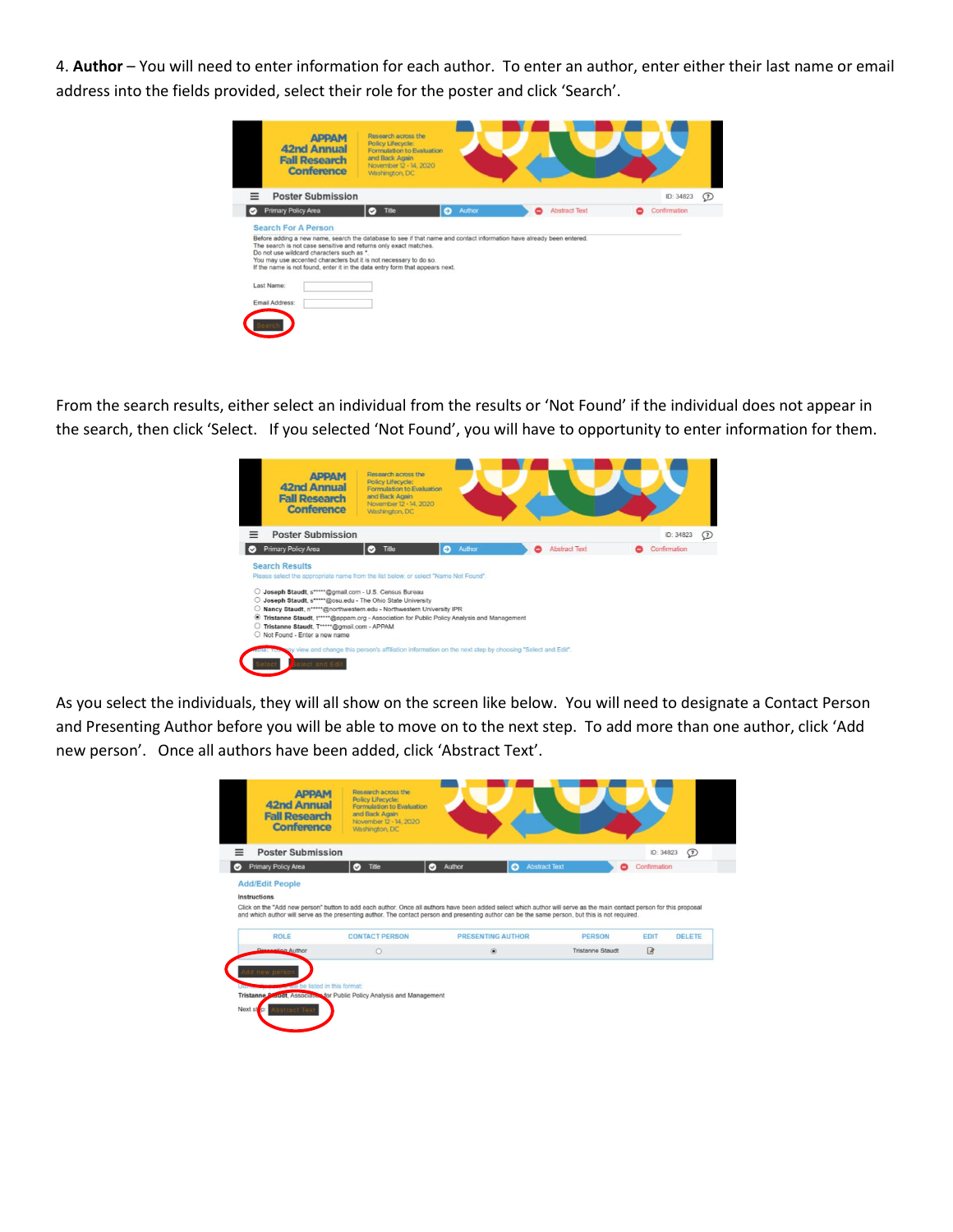4. **Author** – You will need to enter information for each author. To enter an author, enter either their last name or email address into the fields provided, select their role for the poster and click 'Search'.

From the search results, either select an individual from the results or 'Not Found' if the individual does not appear in the search, then click 'Select. If you selected 'Not Found', you will have to opportunity to enter information for them.

As you select the individuals, they will all show on the screen like below. You will need to designate a Contact Person and Presenting Author before you will be able to move on to the next step. To add more than one author, click 'Add new person'. Once all authors have been added, click 'Abstract Text'.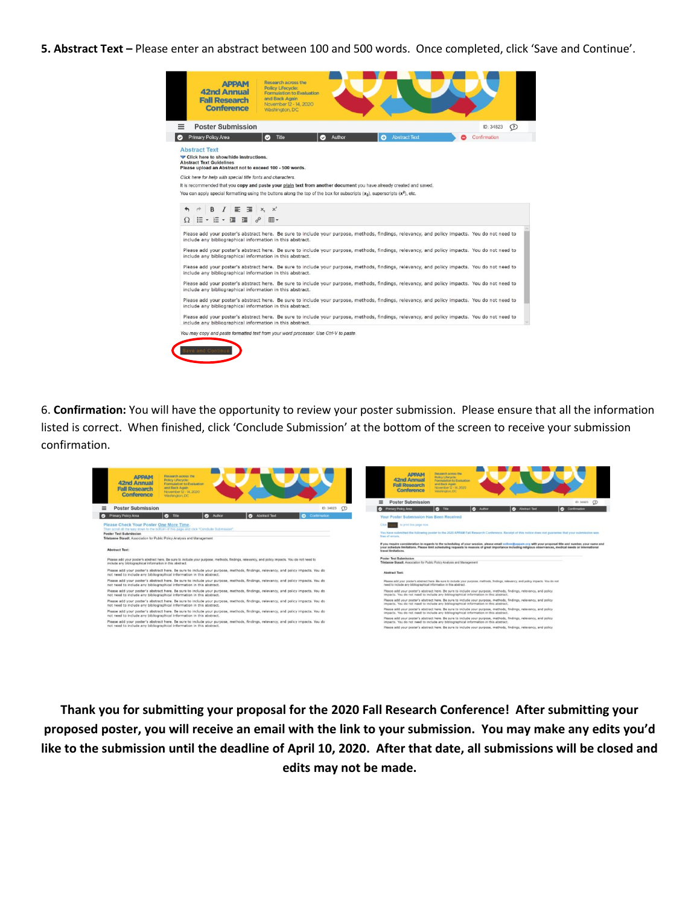**5. Abstract Text –** Please enter an abstract between 100 and 500 words. Once completed, click 'Save and Continue'.

6. **Confirmation:** You will have the opportunity to review your poster submission. Please ensure that all the information listed is correct. When finished, click 'Conclude Submission' at the bottom of the screen to receive your submission confirmation.

**Thank you for submitting your proposal for the 2020 Fall Research Conference! After submitting your proposed poster, you will receive an email with the link to your submission. You may make any edits you'd like to the submission until the deadline of April 10, 2020. After that date, all submissions will be closed and edits may not be made.**